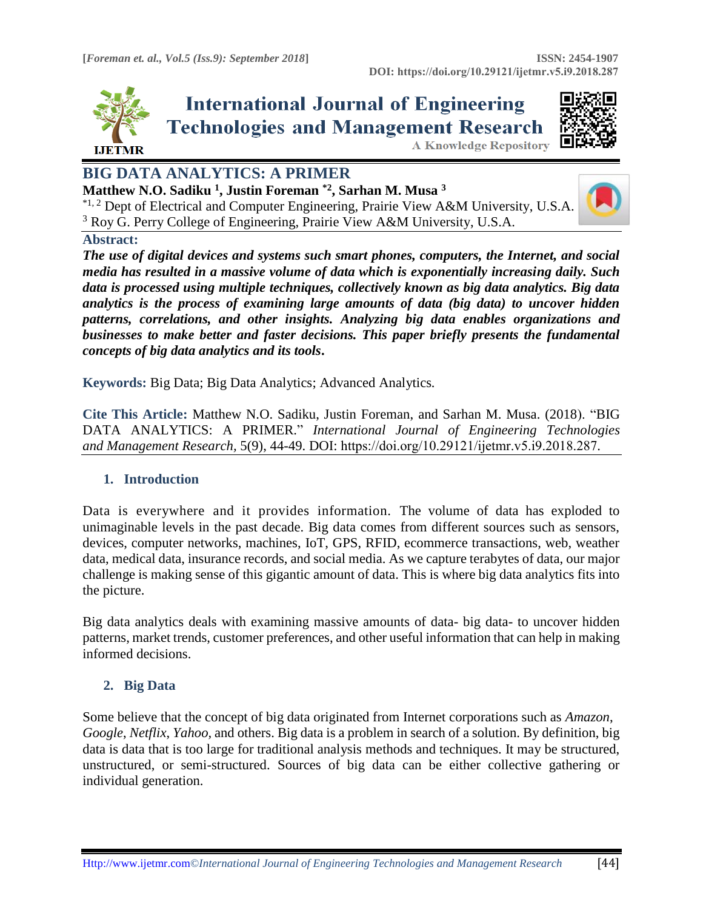# BIG DATA ANALYTICS: A PRIMER

**Matthew N.O. Sadiku [1], Justin Foreman [*2], Sarhan M. Musa [3]**

[*1, 2] Dept of Electrical and Computer Engineering, Prairie View A&M University, U.S.A.
[3] Roy G. Perry College of Engineering, Prairie View A&M University, U.S.A.

**Abstract:**

***The use of digital devices and systems such smart phones, computers, the Internet, and social media has resulted in a massive volume of data which is exponentially increasing daily. Such data is processed using multiple techniques, collectively known as big data analytics. Big data analytics is the process of examining large amounts of data (big data) to uncover hidden patterns, correlations, and other insights. Analyzing big data enables organizations and businesses to make better and faster decisions. This paper briefly presents the fundamental concepts of big data analytics and its tools.***

**Keywords:** Big Data; Big Data Analytics; Advanced Analytics.

**Cite This Article:** Matthew N.O. Sadiku, Justin Foreman, and Sarhan M. Musa. (2018). "BIG DATA ANALYTICS: A PRIMER." *International Journal of Engineering Technologies and Management Research,* 5(9), 44-49. DOI: https://doi.org/10.29121/ijetmr.v5.i9.2018.287.

## 1. Introduction

Data is everywhere and it provides information. The volume of data has exploded to unimaginable levels in the past decade. Big data comes from different sources such as sensors, devices, computer networks, machines, IoT, GPS, RFID, ecommerce transactions, web, weather data, medical data, insurance records, and social media. As we capture terabytes of data, our major challenge is making sense of this gigantic amount of data. This is where big data analytics fits into the picture.

Big data analytics deals with examining massive amounts of data- big data- to uncover hidden patterns, market trends, customer preferences, and other useful information that can help in making informed decisions.

## 2. Big Data

Some believe that the concept of big data originated from Internet corporations such as *Amazon, Google, Netflix, Yahoo,* and others. Big data is a problem in search of a solution. By definition, big data is data that is too large for traditional analysis methods and techniques. It may be structured, unstructured, or semi-structured. Sources of big data can be either collective gathering or individual generation.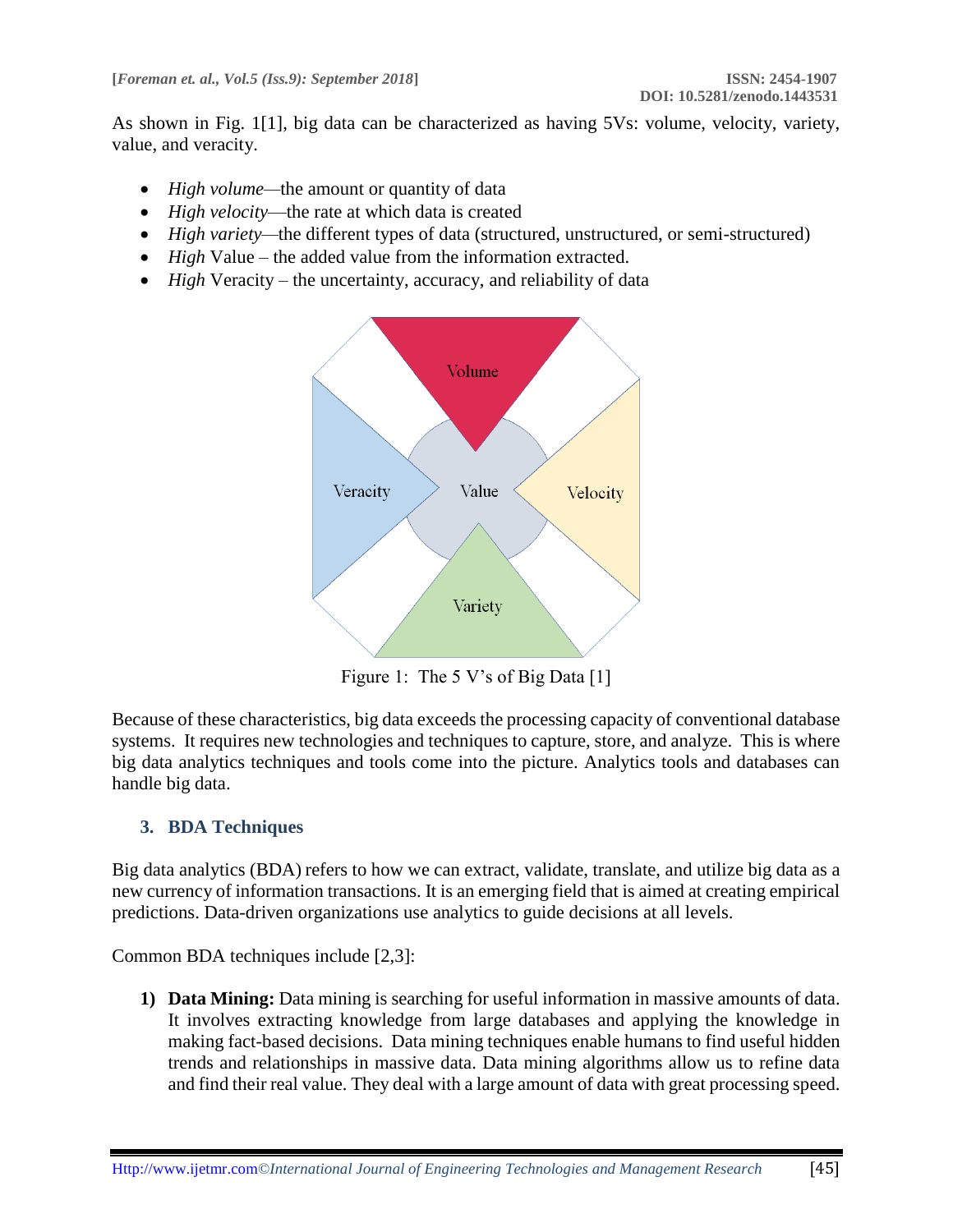As shown in Fig. 1[1], big data can be characterized as having 5Vs: volume, velocity, variety, value, and veracity.

- *High volume*—the amount or quantity of data
- *High velocity*—the rate at which data is created
- *High variety*—the different types of data (structured, unstructured, or semi-structured)
- *High* Value – the added value from the information extracted.
- *High* Veracity – the uncertainty, accuracy, and reliability of data

Figure 1: The 5 V's of Big Data [1]

Because of these characteristics, big data exceeds the processing capacity of conventional database systems. It requires new technologies and techniques to capture, store, and analyze. This is where big data analytics techniques and tools come into the picture. Analytics tools and databases can handle big data.

## 3. BDA Techniques

Big data analytics (BDA) refers to how we can extract, validate, translate, and utilize big data as a new currency of information transactions. It is an emerging field that is aimed at creating empirical predictions. Data-driven organizations use analytics to guide decisions at all levels.

Common BDA techniques include [2,3]:

1) **Data Mining:** Data mining is searching for useful information in massive amounts of data. It involves extracting knowledge from large databases and applying the knowledge in making fact-based decisions. Data mining techniques enable humans to find useful hidden trends and relationships in massive data. Data mining algorithms allow us to refine data and find their real value. They deal with a large amount of data with great processing speed.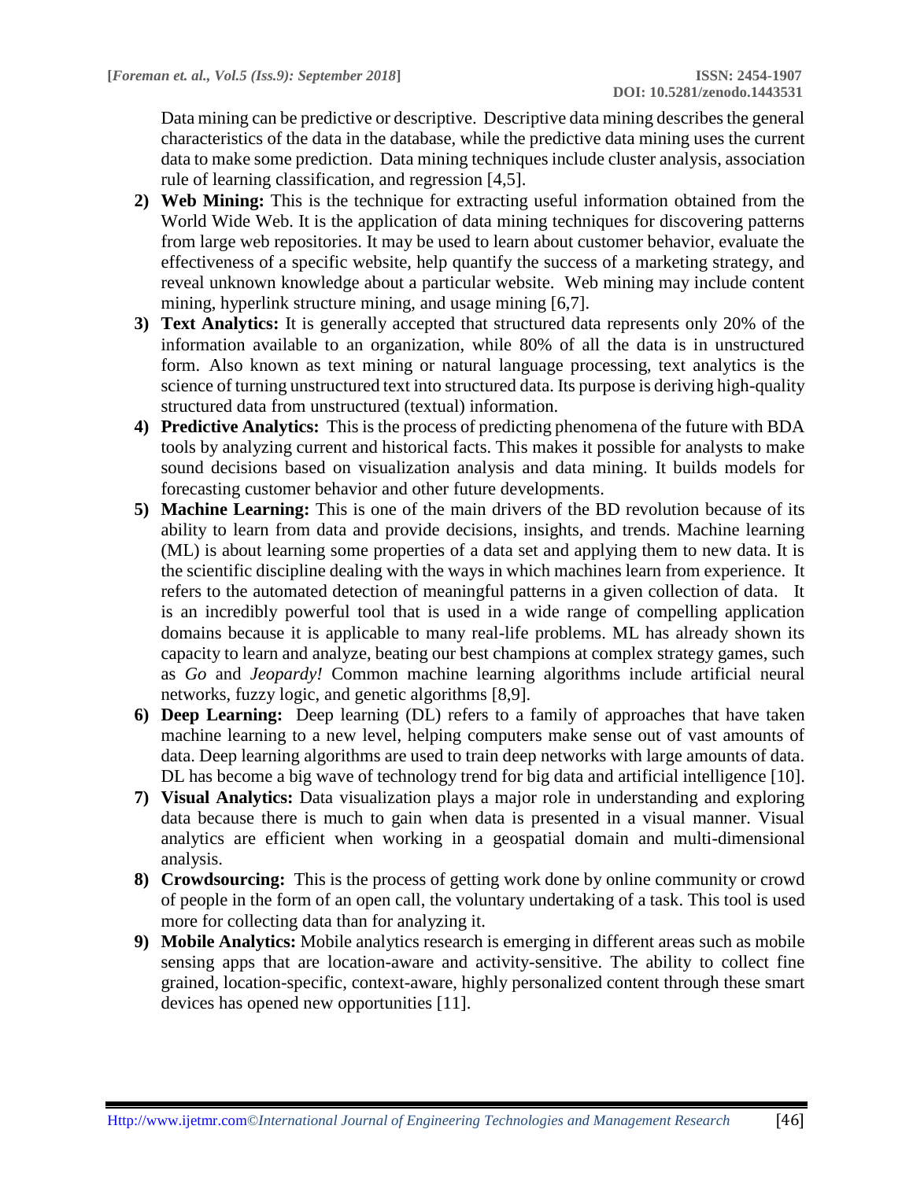Data mining can be predictive or descriptive. Descriptive data mining describes the general characteristics of the data in the database, while the predictive data mining uses the current data to make some prediction. Data mining techniques include cluster analysis, association rule of learning classification, and regression [4,5].

2) **Web Mining:** This is the technique for extracting useful information obtained from the World Wide Web. It is the application of data mining techniques for discovering patterns from large web repositories. It may be used to learn about customer behavior, evaluate the effectiveness of a specific website, help quantify the success of a marketing strategy, and reveal unknown knowledge about a particular website. Web mining may include content mining, hyperlink structure mining, and usage mining [6,7].
3) **Text Analytics:** It is generally accepted that structured data represents only 20% of the information available to an organization, while 80% of all the data is in unstructured form. Also known as text mining or natural language processing, text analytics is the science of turning unstructured text into structured data. Its purpose is deriving high-quality structured data from unstructured (textual) information.
4) **Predictive Analytics:** This is the process of predicting phenomena of the future with BDA tools by analyzing current and historical facts. This makes it possible for analysts to make sound decisions based on visualization analysis and data mining. It builds models for forecasting customer behavior and other future developments.
5) **Machine Learning:** This is one of the main drivers of the BD revolution because of its ability to learn from data and provide decisions, insights, and trends. Machine learning (ML) is about learning some properties of a data set and applying them to new data. It is the scientific discipline dealing with the ways in which machines learn from experience. It refers to the automated detection of meaningful patterns in a given collection of data. It is an incredibly powerful tool that is used in a wide range of compelling application domains because it is applicable to many real-life problems. ML has already shown its capacity to learn and analyze, beating our best champions at complex strategy games, such as *Go* and *Jeopardy!* Common machine learning algorithms include artificial neural networks, fuzzy logic, and genetic algorithms [8,9].
6) **Deep Learning:** Deep learning (DL) refers to a family of approaches that have taken machine learning to a new level, helping computers make sense out of vast amounts of data. Deep learning algorithms are used to train deep networks with large amounts of data. DL has become a big wave of technology trend for big data and artificial intelligence [10].
7) **Visual Analytics:** Data visualization plays a major role in understanding and exploring data because there is much to gain when data is presented in a visual manner. Visual analytics are efficient when working in a geospatial domain and multi-dimensional analysis.
8) **Crowdsourcing:** This is the process of getting work done by online community or crowd of people in the form of an open call, the voluntary undertaking of a task. This tool is used more for collecting data than for analyzing it.
9) **Mobile Analytics:** Mobile analytics research is emerging in different areas such as mobile sensing apps that are location-aware and activity-sensitive. The ability to collect fine grained, location-specific, context-aware, highly personalized content through these smart devices has opened new opportunities [11].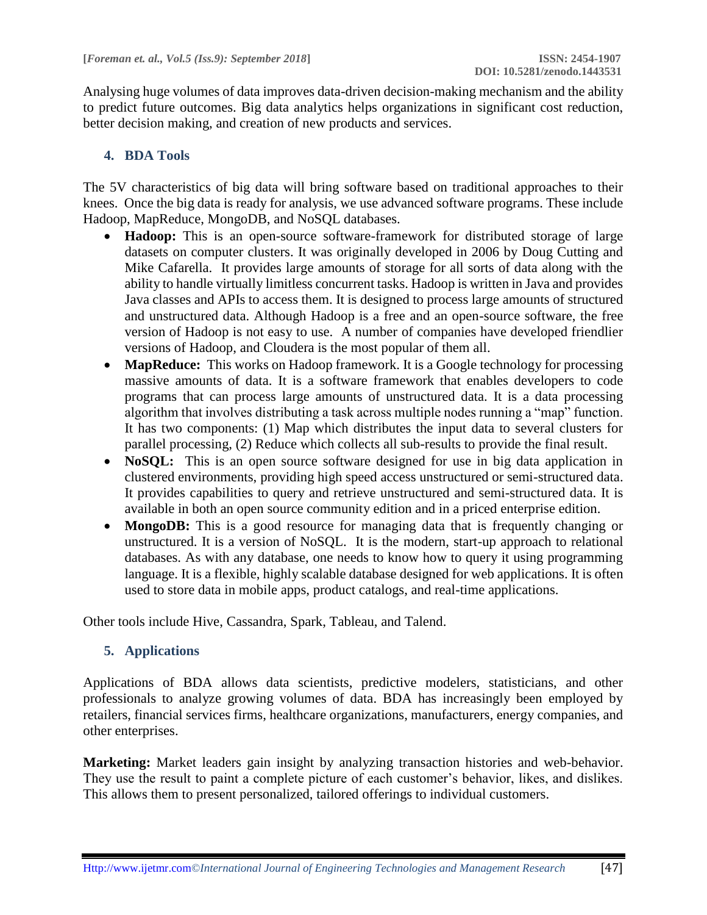Analysing huge volumes of data improves data-driven decision-making mechanism and the ability to predict future outcomes. Big data analytics helps organizations in significant cost reduction, better decision making, and creation of new products and services.

## 4. BDA Tools

The 5V characteristics of big data will bring software based on traditional approaches to their knees. Once the big data is ready for analysis, we use advanced software programs. These include Hadoop, MapReduce, MongoDB, and NoSQL databases.

- **Hadoop:** This is an open-source software-framework for distributed storage of large datasets on computer clusters. It was originally developed in 2006 by Doug Cutting and Mike Cafarella. It provides large amounts of storage for all sorts of data along with the ability to handle virtually limitless concurrent tasks. Hadoop is written in Java and provides Java classes and APIs to access them. It is designed to process large amounts of structured and unstructured data. Although Hadoop is a free and an open-source software, the free version of Hadoop is not easy to use. A number of companies have developed friendlier versions of Hadoop, and Cloudera is the most popular of them all.
- **MapReduce:** This works on Hadoop framework. It is a Google technology for processing massive amounts of data. It is a software framework that enables developers to code programs that can process large amounts of unstructured data. It is a data processing algorithm that involves distributing a task across multiple nodes running a "map" function. It has two components: (1) Map which distributes the input data to several clusters for parallel processing, (2) Reduce which collects all sub-results to provide the final result.
- **NoSQL:** This is an open source software designed for use in big data application in clustered environments, providing high speed access unstructured or semi-structured data. It provides capabilities to query and retrieve unstructured and semi-structured data. It is available in both an open source community edition and in a priced enterprise edition.
- **MongoDB:** This is a good resource for managing data that is frequently changing or unstructured. It is a version of NoSQL. It is the modern, start-up approach to relational databases. As with any database, one needs to know how to query it using programming language. It is a flexible, highly scalable database designed for web applications. It is often used to store data in mobile apps, product catalogs, and real-time applications.

Other tools include Hive, Cassandra, Spark, Tableau, and Talend.

## 5. Applications

Applications of BDA allows data scientists, predictive modelers, statisticians, and other professionals to analyze growing volumes of data. BDA has increasingly been employed by retailers, financial services firms, healthcare organizations, manufacturers, energy companies, and other enterprises.

**Marketing:** Market leaders gain insight by analyzing transaction histories and web-behavior. They use the result to paint a complete picture of each customer's behavior, likes, and dislikes. This allows them to present personalized, tailored offerings to individual customers.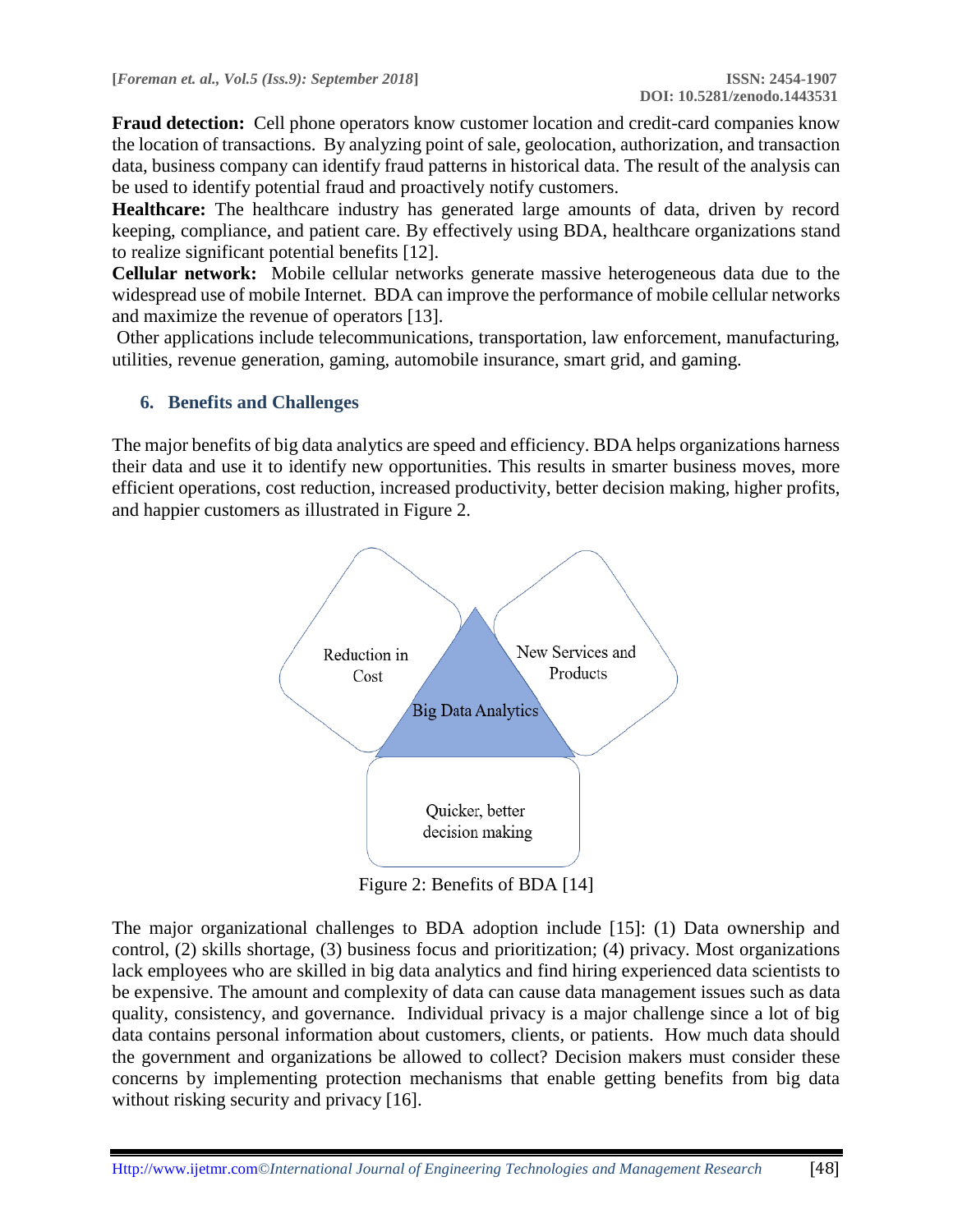**Fraud detection:** Cell phone operators know customer location and credit-card companies know the location of transactions. By analyzing point of sale, geolocation, authorization, and transaction data, business company can identify fraud patterns in historical data. The result of the analysis can be used to identify potential fraud and proactively notify customers.

**Healthcare:** The healthcare industry has generated large amounts of data, driven by record keeping, compliance, and patient care. By effectively using BDA, healthcare organizations stand to realize significant potential benefits [12].

**Cellular network:** Mobile cellular networks generate massive heterogeneous data due to the widespread use of mobile Internet. BDA can improve the performance of mobile cellular networks and maximize the revenue of operators [13].

Other applications include telecommunications, transportation, law enforcement, manufacturing, utilities, revenue generation, gaming, automobile insurance, smart grid, and gaming.

## 6. Benefits and Challenges

The major benefits of big data analytics are speed and efficiency. BDA helps organizations harness their data and use it to identify new opportunities. This results in smarter business moves, more efficient operations, cost reduction, increased productivity, better decision making, higher profits, and happier customers as illustrated in Figure 2.

Reduction in Cost

New Services and Products

Big Data Analytics

Quicker, better decision making

Figure 2: Benefits of BDA [14]

The major organizational challenges to BDA adoption include [15]: (1) Data ownership and control, (2) skills shortage, (3) business focus and prioritization; (4) privacy. Most organizations lack employees who are skilled in big data analytics and find hiring experienced data scientists to be expensive. The amount and complexity of data can cause data management issues such as data quality, consistency, and governance. Individual privacy is a major challenge since a lot of big data contains personal information about customers, clients, or patients. How much data should the government and organizations be allowed to collect? Decision makers must consider these concerns by implementing protection mechanisms that enable getting benefits from big data without risking security and privacy [16].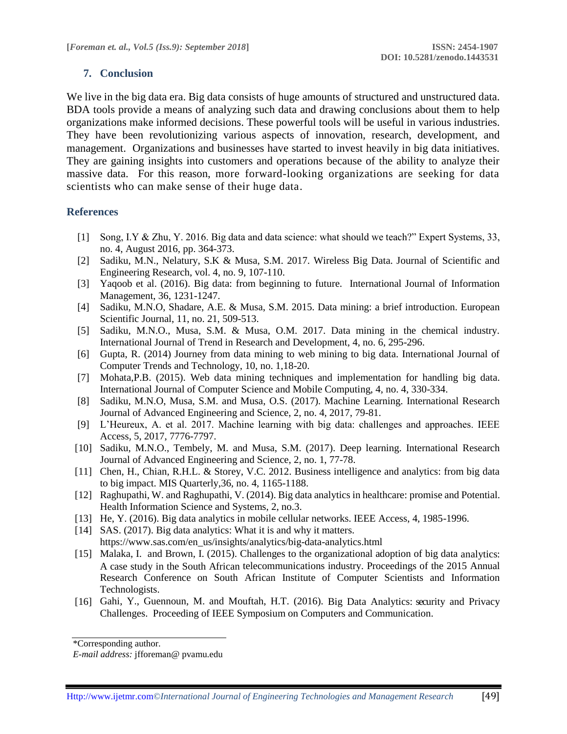## 7. Conclusion

We live in the big data era. Big data consists of huge amounts of structured and unstructured data. BDA tools provide a means of analyzing such data and drawing conclusions about them to help organizations make informed decisions. These powerful tools will be useful in various industries. They have been revolutionizing various aspects of innovation, research, development, and management. Organizations and businesses have started to invest heavily in big data initiatives. They are gaining insights into customers and operations because of the ability to analyze their massive data. For this reason, more forward-looking organizations are seeking for data scientists who can make sense of their huge data.

## References

[1] Song, I.Y & Zhu, Y. 2016. Big data and data science: what should we teach?" Expert Systems, 33, no. 4, August 2016, pp. 364-373.

[2] Sadiku, M.N., Nelatury, S.K & Musa, S.M. 2017. Wireless Big Data. Journal of Scientific and Engineering Research, vol. 4, no. 9, 107-110.

[3] Yaqoob et al. (2016). Big data: from beginning to future. International Journal of Information Management, 36, 1231-1247.

[4] Sadiku, M.N.O, Shadare, A.E. & Musa, S.M. 2015. Data mining: a brief introduction. European Scientific Journal, 11, no. 21, 509-513.

[5] Sadiku, M.N.O., Musa, S.M. & Musa, O.M. 2017. Data mining in the chemical industry. International Journal of Trend in Research and Development, 4, no. 6, 295-296.

[6] Gupta, R. (2014) Journey from data mining to web mining to big data. International Journal of Computer Trends and Technology, 10, no. 1,18-20.

[7] Mohata,P.B. (2015). Web data mining techniques and implementation for handling big data. International Journal of Computer Science and Mobile Computing, 4, no. 4, 330-334.

[8] Sadiku, M.N.O, Musa, S.M. and Musa, O.S. (2017). Machine Learning. International Research Journal of Advanced Engineering and Science, 2, no. 4, 2017, 79-81.

[9] L'Heureux, A. et al. 2017. Machine learning with big data: challenges and approaches. IEEE Access, 5, 2017, 7776-7797.

[10] Sadiku, M.N.O., Tembely, M. and Musa, S.M. (2017). Deep learning. International Research Journal of Advanced Engineering and Science, 2, no. 1, 77-78.

[11] Chen, H., Chian, R.H.L. & Storey, V.C. 2012. Business intelligence and analytics: from big data to big impact. MIS Quarterly,36, no. 4, 1165-1188.

[12] Raghupathi, W. and Raghupathi, V. (2014). Big data analytics in healthcare: promise and Potential. Health Information Science and Systems, 2, no.3.

[13] He, Y. (2016). Big data analytics in mobile cellular networks. IEEE Access, 4, 1985-1996.

[14] SAS. (2017). Big data analytics: What it is and why it matters. https://www.sas.com/en_us/insights/analytics/big-data-analytics.html

[15] Malaka, I. and Brown, I. (2015). Challenges to the organizational adoption of big data analytics: A case study in the South African telecommunications industry. Proceedings of the 2015 Annual Research Conference on South African Institute of Computer Scientists and Information Technologists.

[16] Gahi, Y., Guennoun, M. and Mouftah, H.T. (2016). Big Data Analytics: security and Privacy Challenges. Proceeding of IEEE Symposium on Computers and Communication.

*Corresponding author.

*E-mail address:* jfforeman@ pvamu.edu